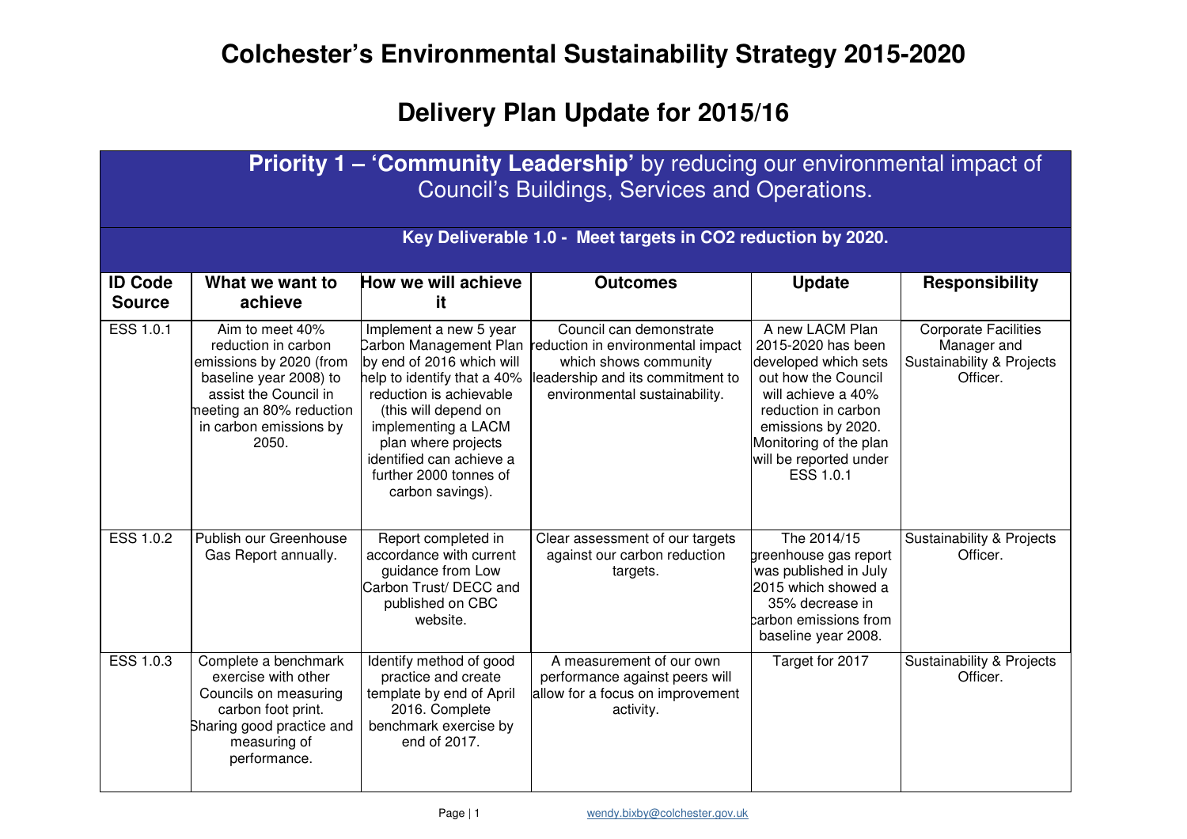# Colchester's Environmental Sustainability Strategy 2015-2020

# Delivery Plan Update for 2015/16

## Priority 1 – 'Community Leadership' by reducing our environmental impact of Council's Buildings, Services and Operations.

### Key Deliverable 1.0 - Meet targets in $CO_2$ reduction by 2020.

| ID Code Source | What we want to achieve | How we will achieve it | Outcomes | Update | Responsibility |
|---|---|---|---|---|---|
| ESS 1.0.1 | Aim to meet 40% reduction in carbon emissions by 2020 (from baseline year 2008) to assist the Council in meeting an 80% reduction in carbon emissions by 2050. | Implement a new 5 year Carbon Management Plan by end of 2016 which will help to identify that a 40% reduction is achievable (this will depend on implementing a LACM plan where projects identified can achieve a further 2000 tonnes of carbon savings). | Council can demonstrate reduction in environmental impact which shows community leadership and its commitment to environmental sustainability. | A new LACM Plan 2015-2020 has been developed which sets out how the Council will achieve a 40% reduction in carbon emissions by 2020. Monitoring of the plan will be reported under ESS 1.0.1 | Corporate Facilities Manager and Sustainability & Projects Officer. |
| ESS 1.0.2 | Publish our Greenhouse Gas Report annually. | Report completed in accordance with current guidance from Low Carbon Trust/ DECC and published on CBC website. | Clear assessment of our targets against our carbon reduction targets. | The 2014/15 greenhouse gas report was published in July 2015 which showed a 35% decrease in carbon emissions from baseline year 2008. | Sustainability & Projects Officer. |
| ESS 1.0.3 | Complete a benchmark exercise with other Councils on measuring carbon foot print. Sharing good practice and measuring of performance. | Identify method of good practice and create template by end of April 2016. Complete benchmark exercise by end of 2017. | A measurement of our own performance against peers will allow for a focus on improvement activity. | Target for 2017 | Sustainability & Projects Officer. |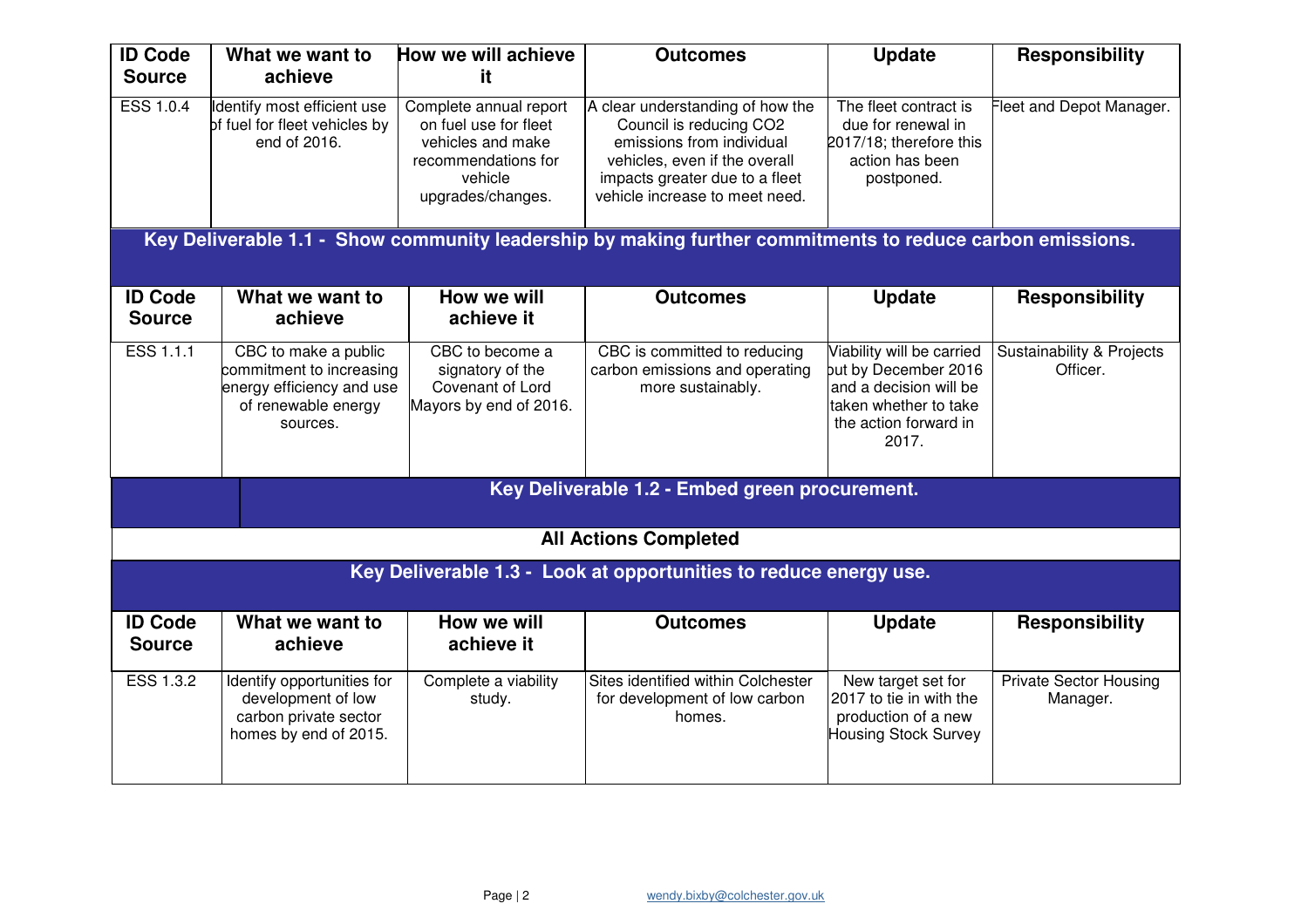| ID Code Source | What we want to achieve | How we will achieve it | Outcomes | Update | Responsibility |
|---|---|---|---|---|---|
| ESS 1.0.4 | Identify most efficient use of fuel for fleet vehicles by end of 2016. | Complete annual report on fuel use for fleet vehicles and make recommendations for vehicle upgrades/changes. | A clear understanding of how the Council is reducing CO2 emissions from individual vehicles, even if the overall impacts greater due to a fleet vehicle increase to meet need. | The fleet contract is due for renewal in 2017/18; therefore this action has been postponed. | Fleet and Depot Manager. |

## Key Deliverable 1.1 - Show community leadership by making further commitments to reduce carbon emissions.

| ID Code Source | What we want to achieve | How we will achieve it | Outcomes | Update | Responsibility |
|---|---|---|---|---|---|
| ESS 1.1.1 | CBC to make a public commitment to increasing energy efficiency and use of renewable energy sources. | CBC to become a signatory of the Covenant of Lord Mayors by end of 2016. | CBC is committed to reducing carbon emissions and operating more sustainably. | Viability will be carried out by December 2016 and a decision will be taken whether to take the action forward in 2017. | Sustainability & Projects Officer. |

## Key Deliverable 1.2 - Embed green procurement.

**All Actions Completed**

## Key Deliverable 1.3 - Look at opportunities to reduce energy use.

| ID Code Source | What we want to achieve | How we will achieve it | Outcomes | Update | Responsibility |
|---|---|---|---|---|---|
| ESS 1.3.2 | Identify opportunities for development of low carbon private sector homes by end of 2015. | Complete a viability study. | Sites identified within Colchester for development of low carbon homes. | New target set for 2017 to tie in with the production of a new Housing Stock Survey | Private Sector Housing Manager. |

wendy.bixby@colchester.gov.uk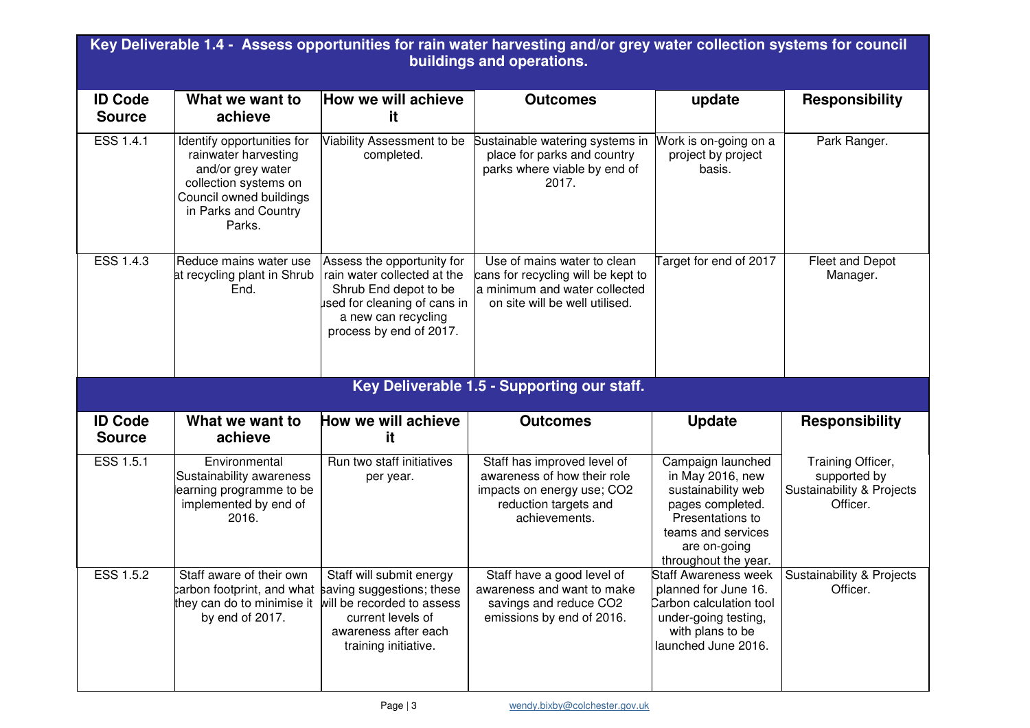## Key Deliverable 1.4 - Assess opportunities for rain water harvesting and/or grey water collection systems for council buildings and operations.

| ID Code Source | What we want to achieve | How we will achieve it | Outcomes | update | Responsibility |
|---|---|---|---|---|---|
| ESS 1.4.1 | Identify opportunities for rainwater harvesting and/or grey water collection systems on Council owned buildings in Parks and Country Parks. | Viability Assessment to be completed. | Sustainable watering systems in place for parks and country parks where viable by end of 2017. | Work is on-going on a project by project basis. | Park Ranger. |
| ESS 1.4.3 | Reduce mains water use at recycling plant in Shrub End. | Assess the opportunity for rain water collected at the Shrub End depot to be used for cleaning of cans in a new can recycling process by end of 2017. | Use of mains water to clean cans for recycling will be kept to a minimum and water collected on site will be well utilised. | Target for end of 2017 | Fleet and Depot Manager. |

## Key Deliverable 1.5 - Supporting our staff.

| ID Code Source | What we want to achieve | How we will achieve it | Outcomes | Update | Responsibility |
|---|---|---|---|---|---|
| ESS 1.5.1 | Environmental Sustainability awareness learning programme to be implemented by end of 2016. | Run two staff initiatives per year. | Staff has improved level of awareness of how their role impacts on energy use; $CO_2$ reduction targets and achievements. | Campaign launched in May 2016, new sustainability web pages completed. Presentations to teams and services are on-going throughout the year. | Training Officer, supported by Sustainability & Projects Officer. |
| ESS 1.5.2 | Staff aware of their own carbon footprint, and what they can do to minimise it by end of 2017. | Staff will submit energy saving suggestions; these will be recorded to assess current levels of awareness after each training initiative. | Staff have a good level of awareness and want to make savings and reduce $CO_2$ emissions by end of 2016. | Staff Awareness week planned for June 16. Carbon calculation tool under-going testing, with plans to be launched June 2016. | Sustainability & Projects Officer. |

wendy.bixby@colchester.gov.uk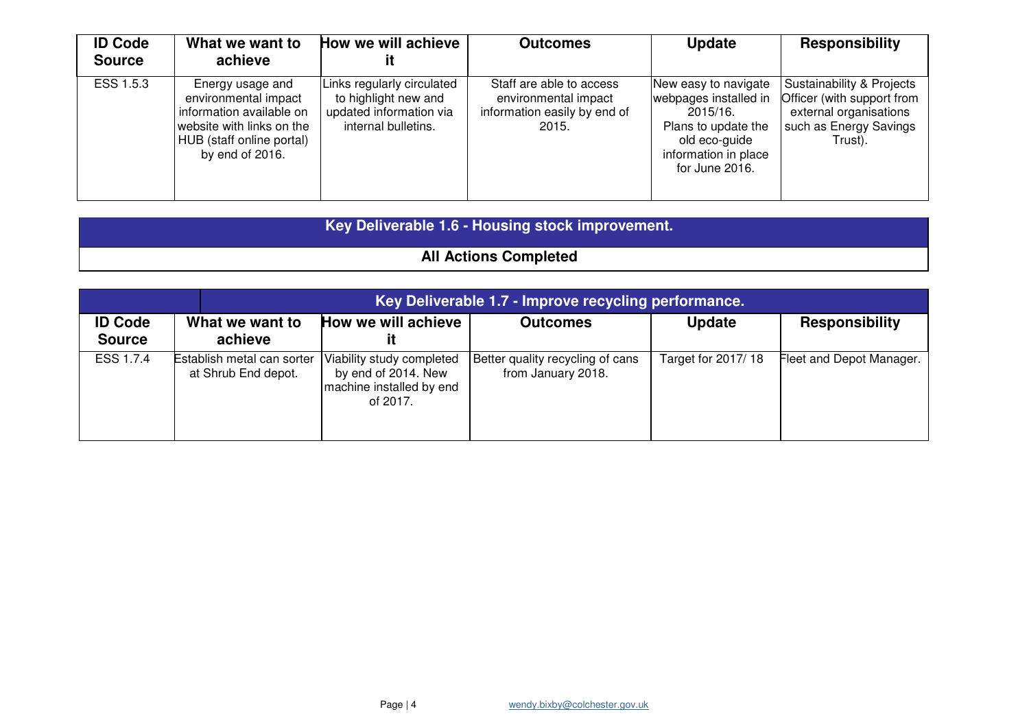| ID Code Source | What we want to achieve | How we will achieve it | Outcomes | Update | Responsibility |
|---|---|---|---|---|---|
| ESS 1.5.3 | Energy usage and environmental impact information available on website with links on the HUB (staff online portal) by end of 2016. | Links regularly circulated to highlight new and updated information via internal bulletins. | Staff are able to access environmental impact information easily by end of 2015. | New easy to navigate webpages installed in 2015/16. Plans to update the old eco-guide information in place for June 2016. | Sustainability & Projects Officer (with support from external organisations such as Energy Savings Trust). |

## Key Deliverable 1.6 - Housing stock improvement.

**All Actions Completed**

## Key Deliverable 1.7 - Improve recycling performance.

| ID Code Source | What we want to achieve | How we will achieve it | Outcomes | Update | Responsibility |
|---|---|---|---|---|---|
| ESS 1.7.4 | Establish metal can sorter at Shrub End depot. | Viability study completed by end of 2014. New machine installed by end of 2017. | Better quality recycling of cans from January 2018. | Target for 2017/ 18 | Fleet and Depot Manager. |

wendy.bixby@colchester.gov.uk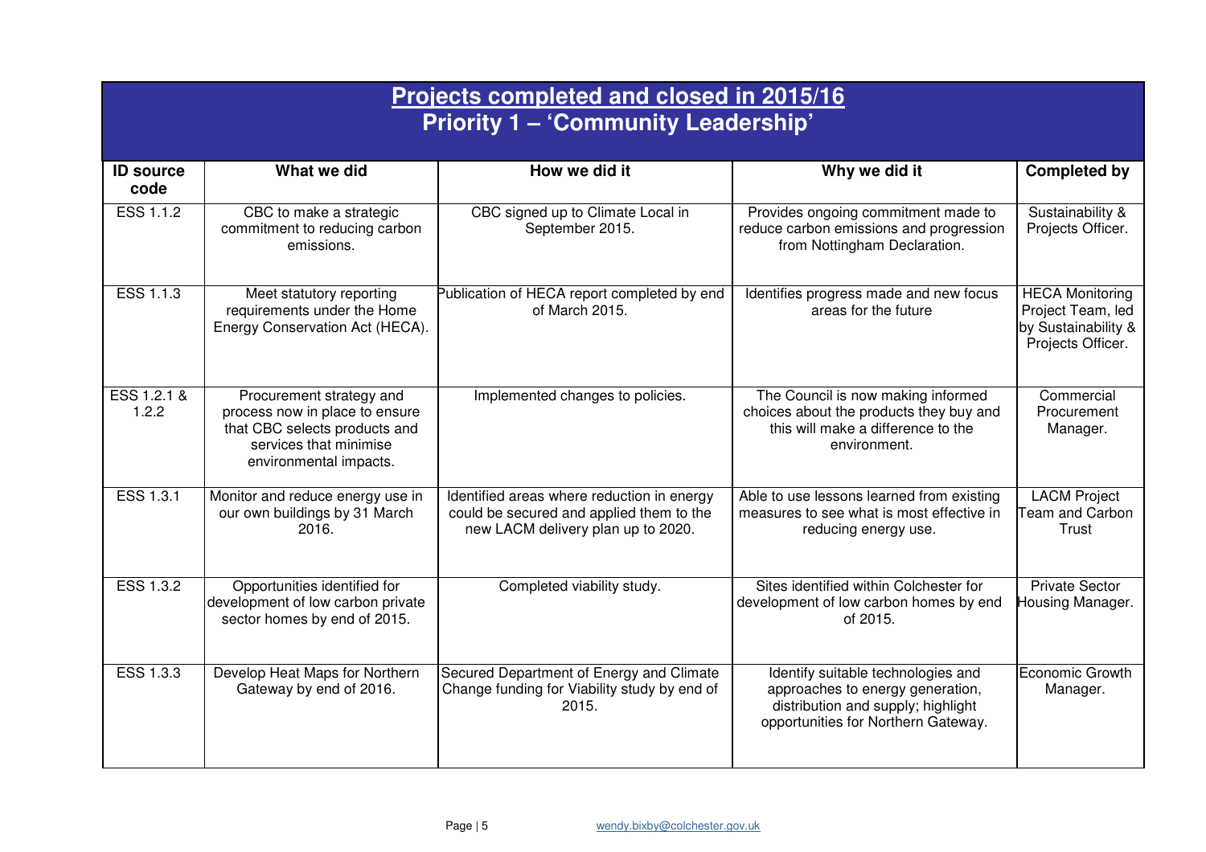## Projects completed and closed in 2015/16
## Priority 1 – 'Community Leadership'

| ID source code | What we did | How we did it | Why we did it | Completed by |
|---|---|---|---|---|
| ESS 1.1.2 | CBC to make a strategic commitment to reducing carbon emissions. | CBC signed up to Climate Local in September 2015. | Provides ongoing commitment made to reduce carbon emissions and progression from Nottingham Declaration. | Sustainability & Projects Officer. |
| ESS 1.1.3 | Meet statutory reporting requirements under the Home Energy Conservation Act (HECA). | Publication of HECA report completed by end of March 2015. | Identifies progress made and new focus areas for the future | HECA Monitoring Project Team, led by Sustainability & Projects Officer. |
| ESS 1.2.1 & 1.2.2 | Procurement strategy and process now in place to ensure that CBC selects products and services that minimise environmental impacts. | Implemented changes to policies. | The Council is now making informed choices about the products they buy and this will make a difference to the environment. | Commercial Procurement Manager. |
| ESS 1.3.1 | Monitor and reduce energy use in our own buildings by 31 March 2016. | Identified areas where reduction in energy could be secured and applied them to the new LACM delivery plan up to 2020. | Able to use lessons learned from existing measures to see what is most effective in reducing energy use. | LACM Project Team and Carbon Trust |
| ESS 1.3.2 | Opportunities identified for development of low carbon private sector homes by end of 2015. | Completed viability study. | Sites identified within Colchester for development of low carbon homes by end of 2015. | Private Sector Housing Manager. |
| ESS 1.3.3 | Develop Heat Maps for Northern Gateway by end of 2016. | Secured Department of Energy and Climate Change funding for Viability study by end of 2015. | Identify suitable technologies and approaches to energy generation, distribution and supply; highlight opportunities for Northern Gateway. | Economic Growth Manager. |

wendy.bixby@colchester.gov.uk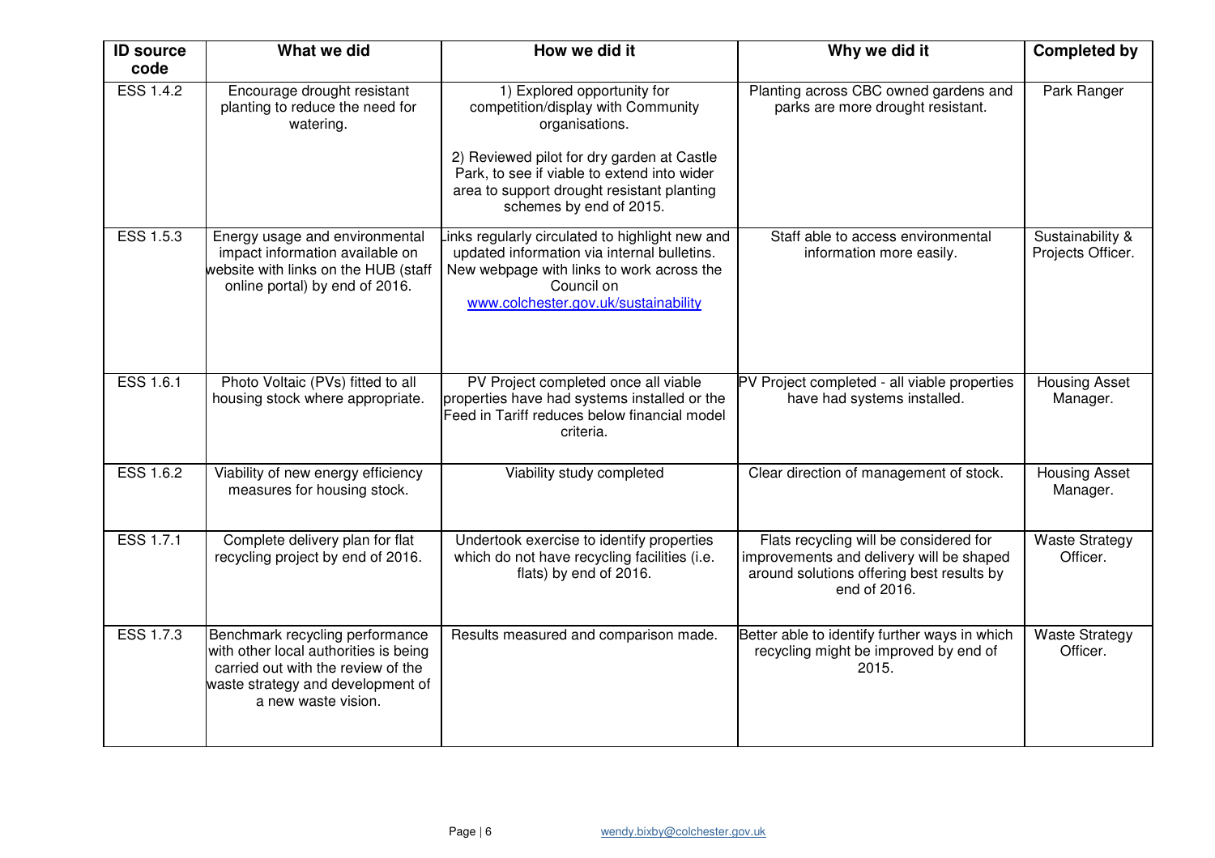| ID source code | What we did | How we did it | Why we did it | Completed by |
|---|---|---|---|---|
| ESS 1.4.2 | Encourage drought resistant planting to reduce the need for watering. | 1) Explored opportunity for competition/display with Community organisations.<br><br>2) Reviewed pilot for dry garden at Castle Park, to see if viable to extend into wider area to support drought resistant planting schemes by end of 2015. | Planting across CBC owned gardens and parks are more drought resistant. | Park Ranger |
| ESS 1.5.3 | Energy usage and environmental impact information available on website with links on the HUB (staff online portal) by end of 2016. | Links regularly circulated to highlight new and updated information via internal bulletins. New webpage with links to work across the Council on www.colchester.gov.uk/sustainability | Staff able to access environmental information more easily. | Sustainability & Projects Officer. |
| ESS 1.6.1 | Photo Voltaic (PVs) fitted to all housing stock where appropriate. | PV Project completed once all viable properties have had systems installed or the Feed in Tariff reduces below financial model criteria. | PV Project completed - all viable properties have had systems installed. | Housing Asset Manager. |
| ESS 1.6.2 | Viability of new energy efficiency measures for housing stock. | Viability study completed | Clear direction of management of stock. | Housing Asset Manager. |
| ESS 1.7.1 | Complete delivery plan for flat recycling project by end of 2016. | Undertook exercise to identify properties which do not have recycling facilities (i.e. flats) by end of 2016. | Flats recycling will be considered for improvements and delivery will be shaped around solutions offering best results by end of 2016. | Waste Strategy Officer. |
| ESS 1.7.3 | Benchmark recycling performance with other local authorities is being carried out with the review of the waste strategy and development of a new waste vision. | Results measured and comparison made. | Better able to identify further ways in which recycling might be improved by end of 2015. | Waste Strategy Officer. |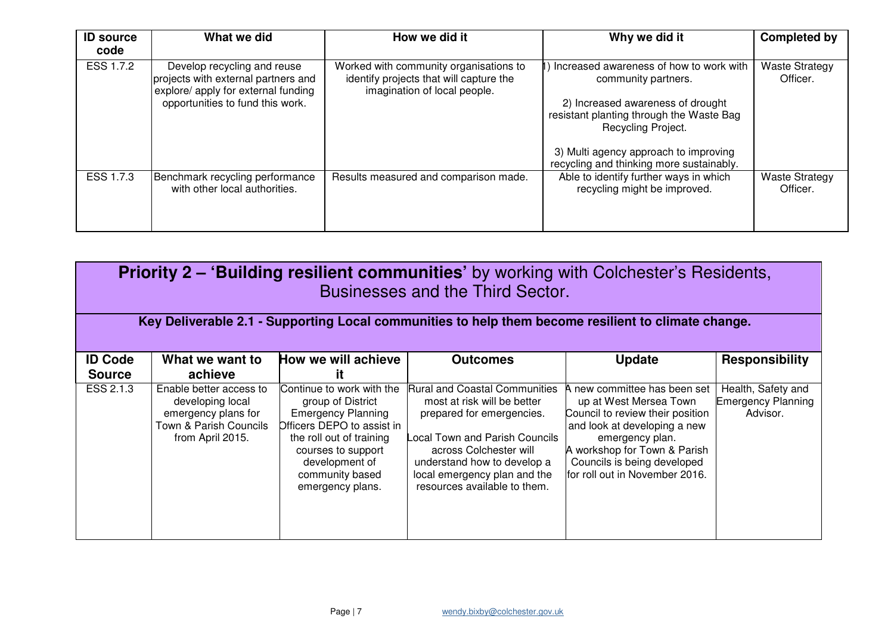| ID source code | What we did | How we did it | Why we did it | Completed by |
|---|---|---|---|---|
| ESS 1.7.2 | Develop recycling and reuse projects with external partners and explore/ apply for external funding opportunities to fund this work. | Worked with community organisations to identify projects that will capture the imagination of local people. | 1) Increased awareness of how to work with community partners.<br><br>2) Increased awareness of drought resistant planting through the Waste Bag Recycling Project.<br><br>3) Multi agency approach to improving recycling and thinking more sustainably. | Waste Strategy Officer. |
| ESS 1.7.3 | Benchmark recycling performance with other local authorities. | Results measured and comparison made. | Able to identify further ways in which recycling might be improved. | Waste Strategy Officer. |

## Priority 2 – 'Building resilient communities' by working with Colchester's Residents, Businesses and the Third Sector.

### Key Deliverable 2.1 - Supporting Local communities to help them become resilient to climate change.

| ID Code Source | What we want to achieve | How we will achieve it | Outcomes | Update | Responsibility |
|---|---|---|---|---|---|
| ESS 2.1.3 | Enable better access to developing local emergency plans for Town & Parish Councils from April 2015. | Continue to work with the group of District Emergency Planning Officers DEPO to assist in the roll out of training courses to support development of community based emergency plans. | Rural and Coastal Communities most at risk will be better prepared for emergencies.<br><br>Local Town and Parish Councils across Colchester will understand how to develop a local emergency plan and the resources available to them. | A new committee has been set up at West Mersea Town Council to review their position and look at developing a new emergency plan.<br>A workshop for Town & Parish Councils is being developed for roll out in November 2016. | Health, Safety and Emergency Planning Advisor. |

wendy.bixby@colchester.gov.uk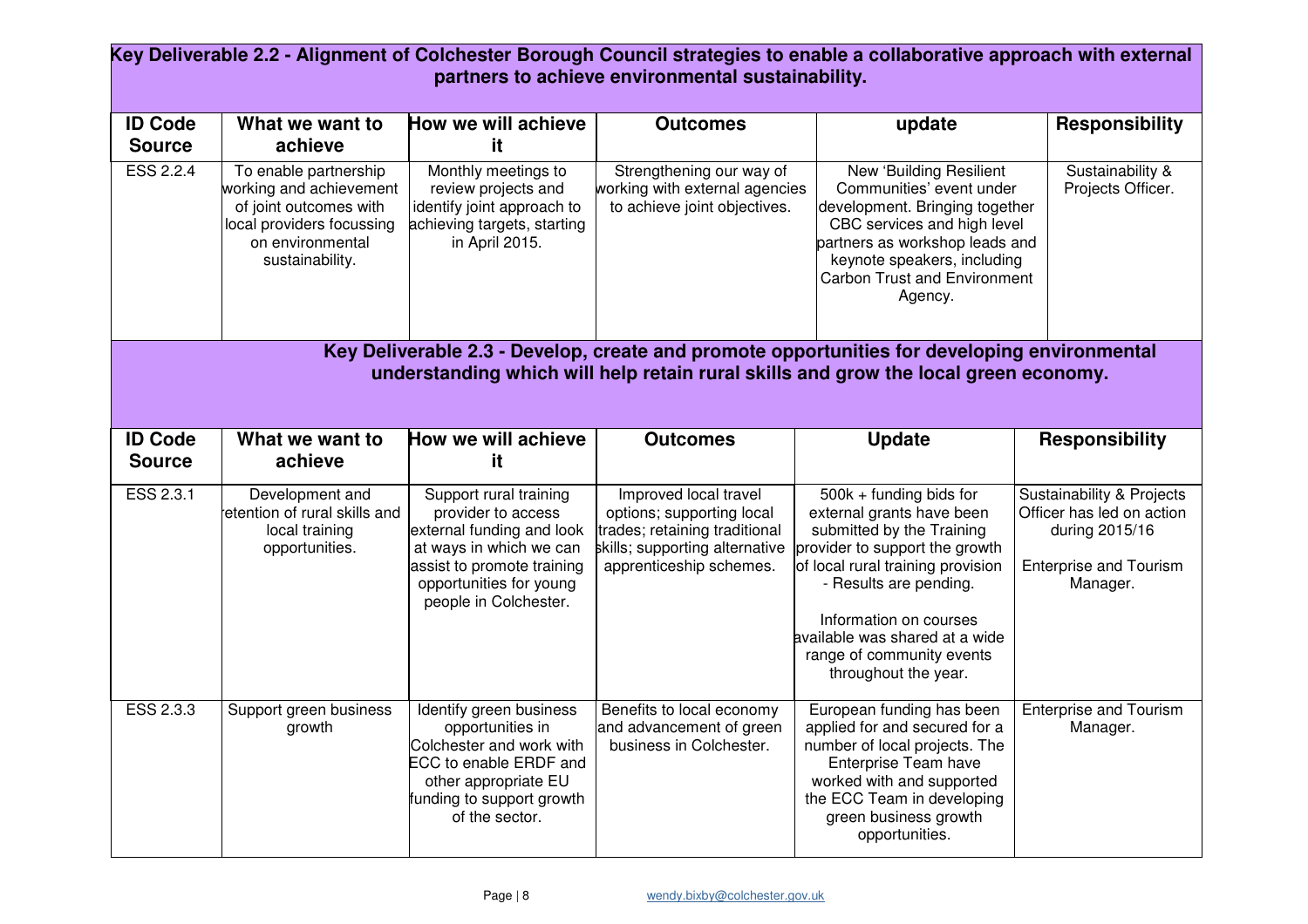**Key Deliverable 2.2 - Alignment of Colchester Borough Council strategies to enable a collaborative approach with external partners to achieve environmental sustainability.**

| ID Code Source | What we want to achieve | How we will achieve it | Outcomes | update | Responsibility |
|---|---|---|---|---|---|
| ESS 2.2.4 | To enable partnership working and achievement of joint outcomes with local providers focussing on environmental sustainability. | Monthly meetings to review projects and identify joint approach to achieving targets, starting in April 2015. | Strengthening our way of working with external agencies to achieve joint objectives. | New 'Building Resilient Communities' event under development. Bringing together CBC services and high level partners as workshop leads and keynote speakers, including Carbon Trust and Environment Agency. | Sustainability & Projects Officer. |

**Key Deliverable 2.3 - Develop, create and promote opportunities for developing environmental understanding which will help retain rural skills and grow the local green economy.**

| ID Code Source | What we want to achieve | How we will achieve it | Outcomes | Update | Responsibility |
|---|---|---|---|---|---|
| ESS 2.3.1 | Development and retention of rural skills and local training opportunities. | Support rural training provider to access external funding and look at ways in which we can assist to promote training opportunities for young people in Colchester. | Improved local travel options; supporting local trades; retaining traditional skills; supporting alternative apprenticeship schemes. | 500k + funding bids for external grants have been submitted by the Training provider to support the growth of local rural training provision - Results are pending.<br><br>Information on courses available was shared at a wide range of community events throughout the year. | Sustainability & Projects Officer has led on action during 2015/16<br><br>Enterprise and Tourism Manager. |
| ESS 2.3.3 | Support green business growth | Identify green business opportunities in Colchester and work with ECC to enable ERDF and other appropriate EU funding to support growth of the sector. | Benefits to local economy and advancement of green business in Colchester. | European funding has been applied for and secured for a number of local projects. The Enterprise Team have worked with and supported the ECC Team in developing green business growth opportunities. | Enterprise and Tourism Manager. |

wendy.bixby@colchester.gov.uk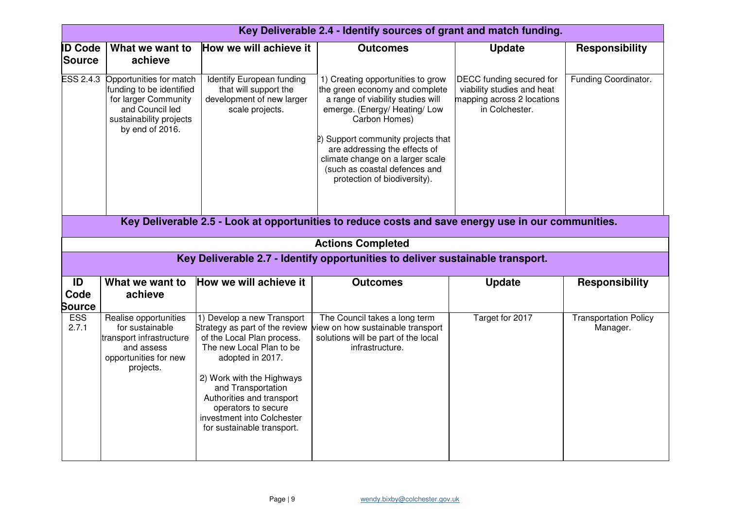## Key Deliverable 2.4 - Identify sources of grant and match funding.

| ID Code Source | What we want to achieve | How we will achieve it | Outcomes | Update | Responsibility |
|---|---|---|---|---|---|
| ESS 2.4.3 | Opportunities for match funding to be identified for larger Community and Council led sustainability projects by end of 2016. | Identify European funding that will support the development of new larger scale projects. | 1) Creating opportunities to grow the green economy and complete a range of viability studies will emerge. (Energy/ Heating/ Low Carbon Homes)<br><br>2) Support community projects that are addressing the effects of climate change on a larger scale (such as coastal defences and protection of biodiversity). | DECC funding secured for viability studies and heat mapping across 2 locations in Colchester. | Funding Coordinator. |

## Key Deliverable 2.5 - Look at opportunities to reduce costs and save energy use in our communities.

**Actions Completed**

## Key Deliverable 2.7 - Identify opportunities to deliver sustainable transport.

| ID Code Source | What we want to achieve | How we will achieve it | Outcomes | Update | Responsibility |
|---|---|---|---|---|---|
| ESS 2.7.1 | Realise opportunities for sustainable transport infrastructure and assess opportunities for new projects. | 1) Develop a new Transport Strategy as part of the review of the Local Plan process. The new Local Plan to be adopted in 2017.<br><br>2) Work with the Highways and Transportation Authorities and transport operators to secure investment into Colchester for sustainable transport. | The Council takes a long term view on how sustainable transport solutions will be part of the local infrastructure. | Target for 2017 | Transportation Policy Manager. |

wendy.bixby@colchester.gov.uk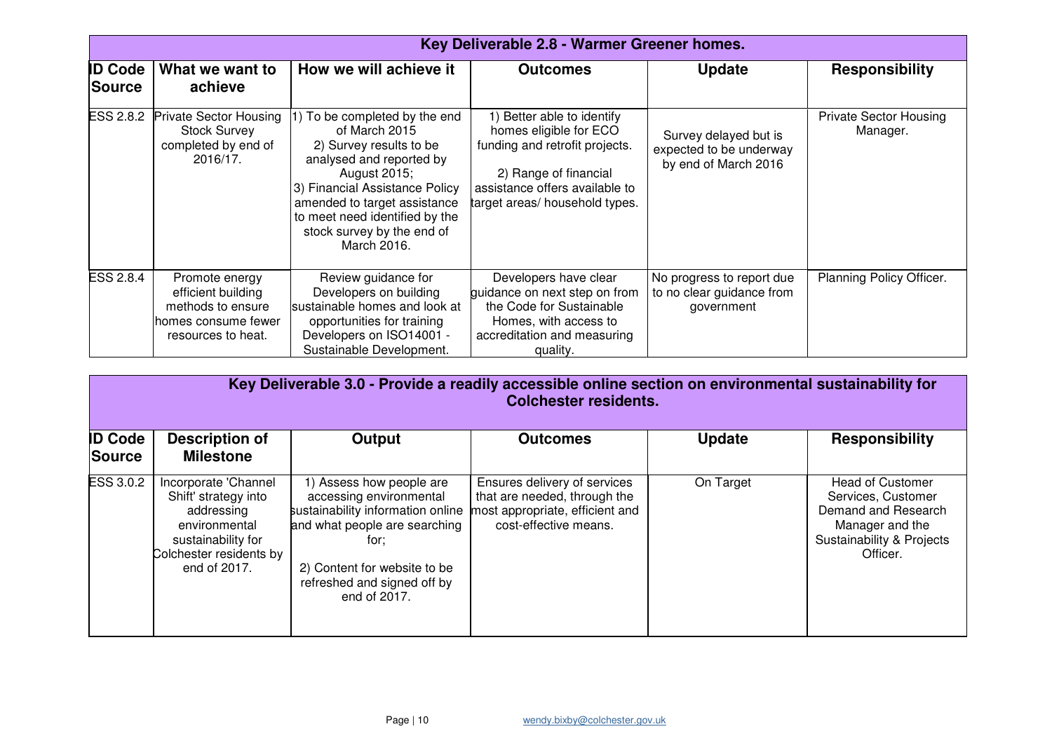| Key Deliverable 2.8 - Warmer Greener homes. | | | | | |
|---|---|---|---|---|---|
| **ID Code Source** | **What we want to achieve** | **How we will achieve it** | **Outcomes** | **Update** | **Responsibility** |
| ESS 2.8.2 | Private Sector Housing Stock Survey completed by end of 2016/17. | 1) To be completed by the end of March 2015<br>2) Survey results to be analysed and reported by August 2015;<br>3) Financial Assistance Policy amended to target assistance to meet need identified by the stock survey by the end of March 2016. | 1) Better able to identify homes eligible for ECO funding and retrofit projects.<br><br>2) Range of financial assistance offers available to target areas/ household types. | Survey delayed but is expected to be underway by end of March 2016 | Private Sector Housing Manager. |
| ESS 2.8.4 | Promote energy efficient building methods to ensure homes consume fewer resources to heat. | Review guidance for Developers on building sustainable homes and look at opportunities for training Developers on ISO14001 - Sustainable Development. | Developers have clear guidance on next step on from the Code for Sustainable Homes, with access to accreditation and measuring quality. | No progress to report due to no clear guidance from government | Planning Policy Officer. |

| Key Deliverable 3.0 - Provide a readily accessible online section on environmental sustainability for Colchester residents. | | | | | |
|---|---|---|---|---|---|
| **ID Code Source** | **Description of Milestone** | **Output** | **Outcomes** | **Update** | **Responsibility** |
| ESS 3.0.2 | Incorporate 'Channel Shift' strategy into addressing environmental sustainability for Colchester residents by end of 2017. | 1) Assess how people are accessing environmental sustainability information online and what people are searching for;<br><br>2) Content for website to be refreshed and signed off by end of 2017. | Ensures delivery of services that are needed, through the most appropriate, efficient and cost-effective means. | On Target | Head of Customer Services, Customer Demand and Research Manager and the Sustainability & Projects Officer. |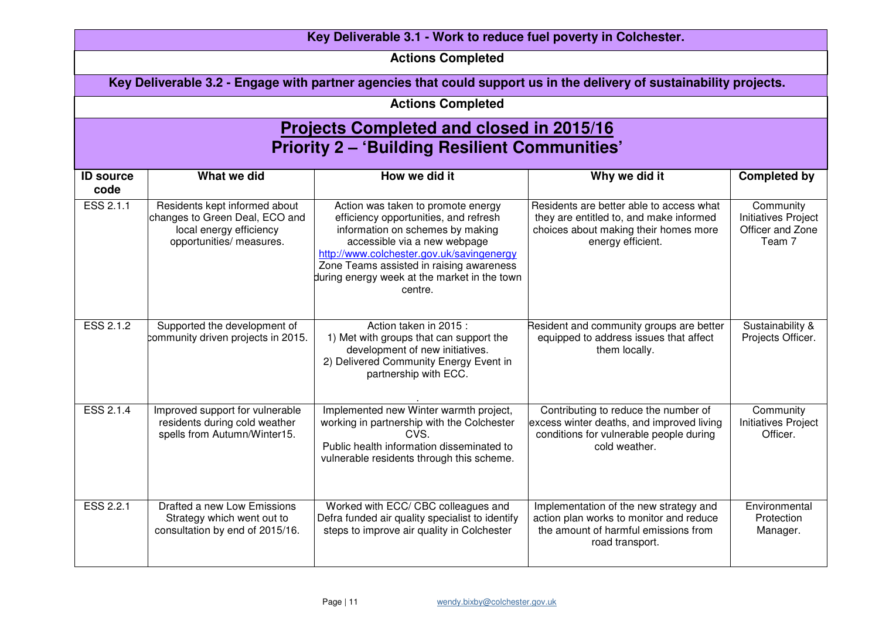**Key Deliverable 3.1 - Work to reduce fuel poverty in Colchester.**

**Actions Completed**

**Key Deliverable 3.2 - Engage with partner agencies that could support us in the delivery of sustainability projects.**

**Actions Completed**

# Projects Completed and closed in 2015/16
## Priority 2 – 'Building Resilient Communities'

| ID source code | What we did | How we did it | Why we did it | Completed by |
|---|---|---|---|---|
| ESS 2.1.1 | Residents kept informed about changes to Green Deal, ECO and local energy efficiency opportunities/ measures. | Action was taken to promote energy efficiency opportunities, and refresh information on schemes by making accessible via a new webpage http://www.colchester.gov.uk/savingenergy Zone Teams assisted in raising awareness during energy week at the market in the town centre. | Residents are better able to access what they are entitled to, and make informed choices about making their homes more energy efficient. | Community Initiatives Project Officer and Zone Team 7 |
| ESS 2.1.2 | Supported the development of community driven projects in 2015. | Action taken in 2015 : 1) Met with groups that can support the development of new initiatives. 2) Delivered Community Energy Event in partnership with ECC. . | Resident and community groups are better equipped to address issues that affect them locally. | Sustainability & Projects Officer. |
| ESS 2.1.4 | Improved support for vulnerable residents during cold weather spells from Autumn/Winter15. | Implemented new Winter warmth project, working in partnership with the Colchester CVS. Public health information disseminated to vulnerable residents through this scheme. | Contributing to reduce the number of excess winter deaths, and improved living conditions for vulnerable people during cold weather. | Community Initiatives Project Officer. |
| ESS 2.2.1 | Drafted a new Low Emissions Strategy which went out to consultation by end of 2015/16. | Worked with ECC/ CBC colleagues and Defra funded air quality specialist to identify steps to improve air quality in Colchester | Implementation of the new strategy and action plan works to monitor and reduce the amount of harmful emissions from road transport. | Environmental Protection Manager. |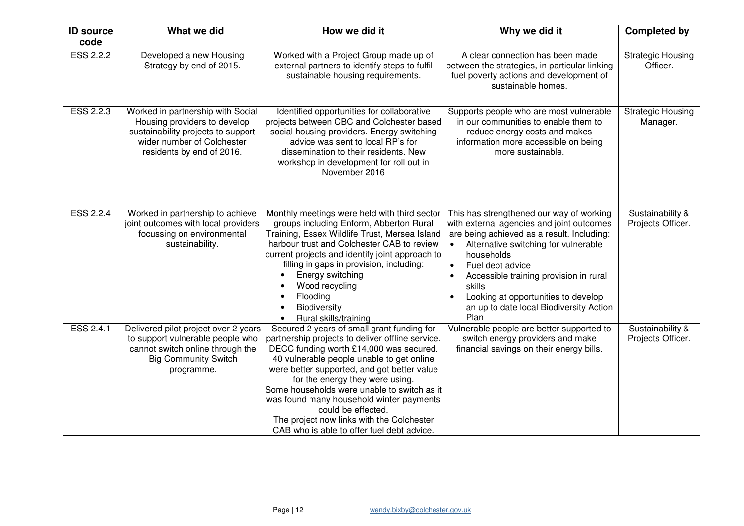| ID source code | What we did | How we did it | Why we did it | Completed by |
|---|---|---|---|---|
| ESS 2.2.2 | Developed a new Housing Strategy by end of 2015. | Worked with a Project Group made up of external partners to identify steps to fulfil sustainable housing requirements. | A clear connection has been made between the strategies, in particular linking fuel poverty actions and development of sustainable homes. | Strategic Housing Officer. |
| ESS 2.2.3 | Worked in partnership with Social Housing providers to develop sustainability projects to support wider number of Colchester residents by end of 2016. | Identified opportunities for collaborative projects between CBC and Colchester based social housing providers. Energy switching advice was sent to local RP's for dissemination to their residents. New workshop in development for roll out in November 2016 | Supports people who are most vulnerable in our communities to enable them to reduce energy costs and makes information more accessible on being more sustainable. | Strategic Housing Manager. |
| ESS 2.2.4 | Worked in partnership to achieve joint outcomes with local providers focussing on environmental sustainability. | Monthly meetings were held with third sector groups including Enform, Abberton Rural Training, Essex Wildlife Trust, Mersea Island harbour trust and Colchester CAB to review current projects and identify joint approach to filling in gaps in provision, including:<br>• Energy switching<br>• Wood recycling<br>• Flooding<br>• Biodiversity<br>• Rural skills/training | This has strengthened our way of working with external agencies and joint outcomes are being achieved as a result. Including:<br>• Alternative switching for vulnerable households<br>• Fuel debt advice<br>• Accessible training provision in rural skills<br>• Looking at opportunities to develop an up to date local Biodiversity Action Plan | Sustainability & Projects Officer. |
| ESS 2.4.1 | Delivered pilot project over 2 years to support vulnerable people who cannot switch online through the Big Community Switch programme. | Secured 2 years of small grant funding for partnership projects to deliver offline service. DECC funding worth £14,000 was secured. 40 vulnerable people unable to get online were better supported, and got better value for the energy they were using.<br>Some households were unable to switch as it was found many household winter payments could be effected.<br>The project now links with the Colchester CAB who is able to offer fuel debt advice. | Vulnerable people are better supported to switch energy providers and make financial savings on their energy bills. | Sustainability & Projects Officer. |

wendy.bixby@colchester.gov.uk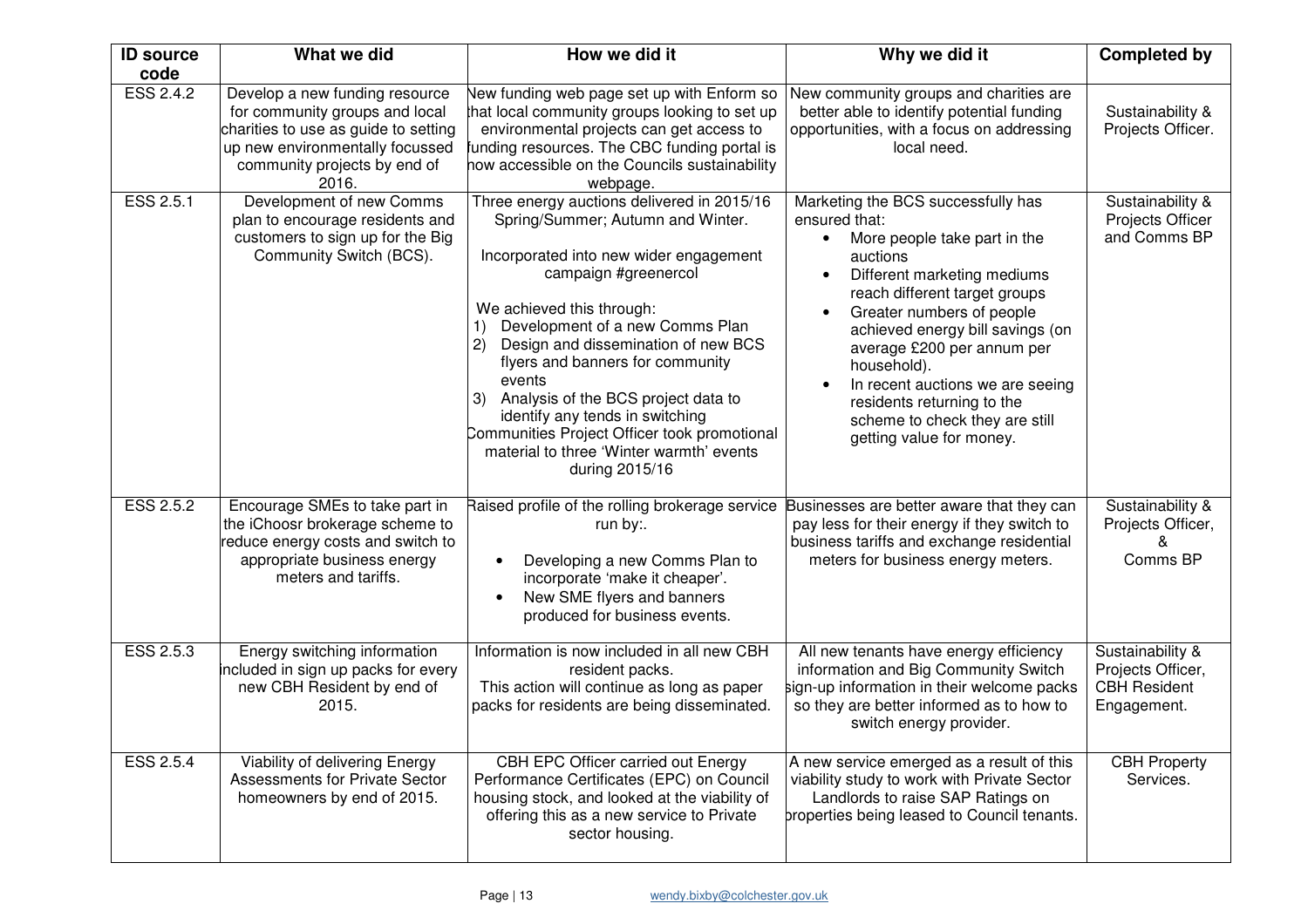| ID source code | What we did | How we did it | Why we did it | Completed by |
|---|---|---|---|---|
| ESS 2.4.2 | Develop a new funding resource for community groups and local charities to use as guide to setting up new environmentally focussed community projects by end of 2016. | New funding web page set up with Enform so that local community groups looking to set up environmental projects can get access to funding resources. The CBC funding portal is now accessible on the Councils sustainability webpage. | New community groups and charities are better able to identify potential funding opportunities, with a focus on addressing local need. | Sustainability & Projects Officer. |
| ESS 2.5.1 | Development of new Comms plan to encourage residents and customers to sign up for the Big Community Switch (BCS). | Three energy auctions delivered in 2015/16 Spring/Summer; Autumn and Winter.<br><br>Incorporated into new wider engagement campaign #greenercol<br><br>We achieved this through:<br>1) Development of a new Comms Plan<br>2) Design and dissemination of new BCS flyers and banners for community events<br>3) Analysis of the BCS project data to identify any tends in switching<br>Communities Project Officer took promotional material to three 'Winter warmth' events during 2015/16 | Marketing the BCS successfully has ensured that:<br>• More people take part in the auctions<br>• Different marketing mediums reach different target groups<br>• Greater numbers of people achieved energy bill savings (on average £200 per annum per household).<br>• In recent auctions we are seeing residents returning to the scheme to check they are still getting value for money. | Sustainability & Projects Officer and Comms BP |
| ESS 2.5.2 | Encourage SMEs to take part in the iChoosr brokerage scheme to reduce energy costs and switch to appropriate business energy meters and tariffs. | Raised profile of the rolling brokerage service run by:.<br>• Developing a new Comms Plan to incorporate 'make it cheaper'.<br>• New SME flyers and banners produced for business events. | Businesses are better aware that they can pay less for their energy if they switch to business tariffs and exchange residential meters for business energy meters. | Sustainability & Projects Officer, & Comms BP |
| ESS 2.5.3 | Energy switching information included in sign up packs for every new CBH Resident by end of 2015. | Information is now included in all new CBH resident packs.<br>This action will continue as long as paper packs for residents are being disseminated. | All new tenants have energy efficiency information and Big Community Switch sign-up information in their welcome packs so they are better informed as to how to switch energy provider. | Sustainability & Projects Officer, CBH Resident Engagement. |
| ESS 2.5.4 | Viability of delivering Energy Assessments for Private Sector homeowners by end of 2015. | CBH EPC Officer carried out Energy Performance Certificates (EPC) on Council housing stock, and looked at the viability of offering this as a new service to Private sector housing. | A new service emerged as a result of this viability study to work with Private Sector Landlords to raise SAP Ratings on properties being leased to Council tenants. | CBH Property Services. |

wendy.bixby@colchester.gov.uk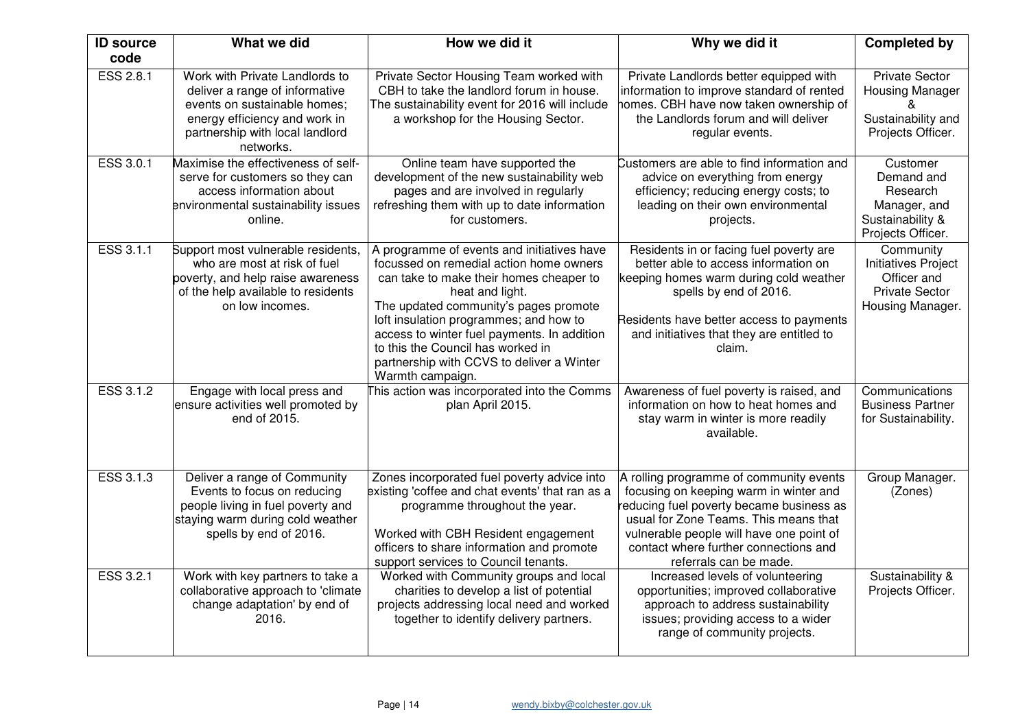| ID source code | What we did | How we did it | Why we did it | Completed by |
|---|---|---|---|---|
| ESS 2.8.1 | Work with Private Landlords to deliver a range of informative events on sustainable homes; energy efficiency and work in partnership with local landlord networks. | Private Sector Housing Team worked with CBH to take the landlord forum in house. The sustainability event for 2016 will include a workshop for the Housing Sector. | Private Landlords better equipped with information to improve standard of rented homes. CBH have now taken ownership of the Landlords forum and will deliver regular events. | Private Sector Housing Manager & Sustainability and Projects Officer. |
| ESS 3.0.1 | Maximise the effectiveness of self-serve for customers so they can access information about environmental sustainability issues online. | Online team have supported the development of the new sustainability web pages and are involved in regularly refreshing them with up to date information for customers. | Customers are able to find information and advice on everything from energy efficiency; reducing energy costs; to leading on their own environmental projects. | Customer Demand and Research Manager, and Sustainability & Projects Officer. |
| ESS 3.1.1 | Support most vulnerable residents, who are most at risk of fuel poverty, and help raise awareness of the help available to residents on low incomes. | A programme of events and initiatives have focussed on remedial action home owners can take to make their homes cheaper to heat and light.<br>The updated community's pages promote loft insulation programmes; and how to access to winter fuel payments. In addition to this the Council has worked in partnership with CCVS to deliver a Winter Warmth campaign. | Residents in or facing fuel poverty are better able to access information on keeping homes warm during cold weather spells by end of 2016.<br><br>Residents have better access to payments and initiatives that they are entitled to claim. | Community Initiatives Project Officer and Private Sector Housing Manager. |
| ESS 3.1.2 | Engage with local press and ensure activities well promoted by end of 2015. | This action was incorporated into the Comms plan April 2015. | Awareness of fuel poverty is raised, and information on how to heat homes and stay warm in winter is more readily available. | Communications Business Partner for Sustainability. |
| ESS 3.1.3 | Deliver a range of Community Events to focus on reducing people living in fuel poverty and staying warm during cold weather spells by end of 2016. | Zones incorporated fuel poverty advice into existing 'coffee and chat events' that ran as a programme throughout the year.<br><br>Worked with CBH Resident engagement officers to share information and promote support services to Council tenants. | A rolling programme of community events focusing on keeping warm in winter and reducing fuel poverty became business as usual for Zone Teams. This means that vulnerable people will have one point of contact where further connections and referrals can be made. | Group Manager. (Zones) |
| ESS 3.2.1 | Work with key partners to take a collaborative approach to 'climate change adaptation' by end of 2016. | Worked with Community groups and local charities to develop a list of potential projects addressing local need and worked together to identify delivery partners. | Increased levels of volunteering opportunities; improved collaborative approach to address sustainability issues; providing access to a wider range of community projects. | Sustainability & Projects Officer. |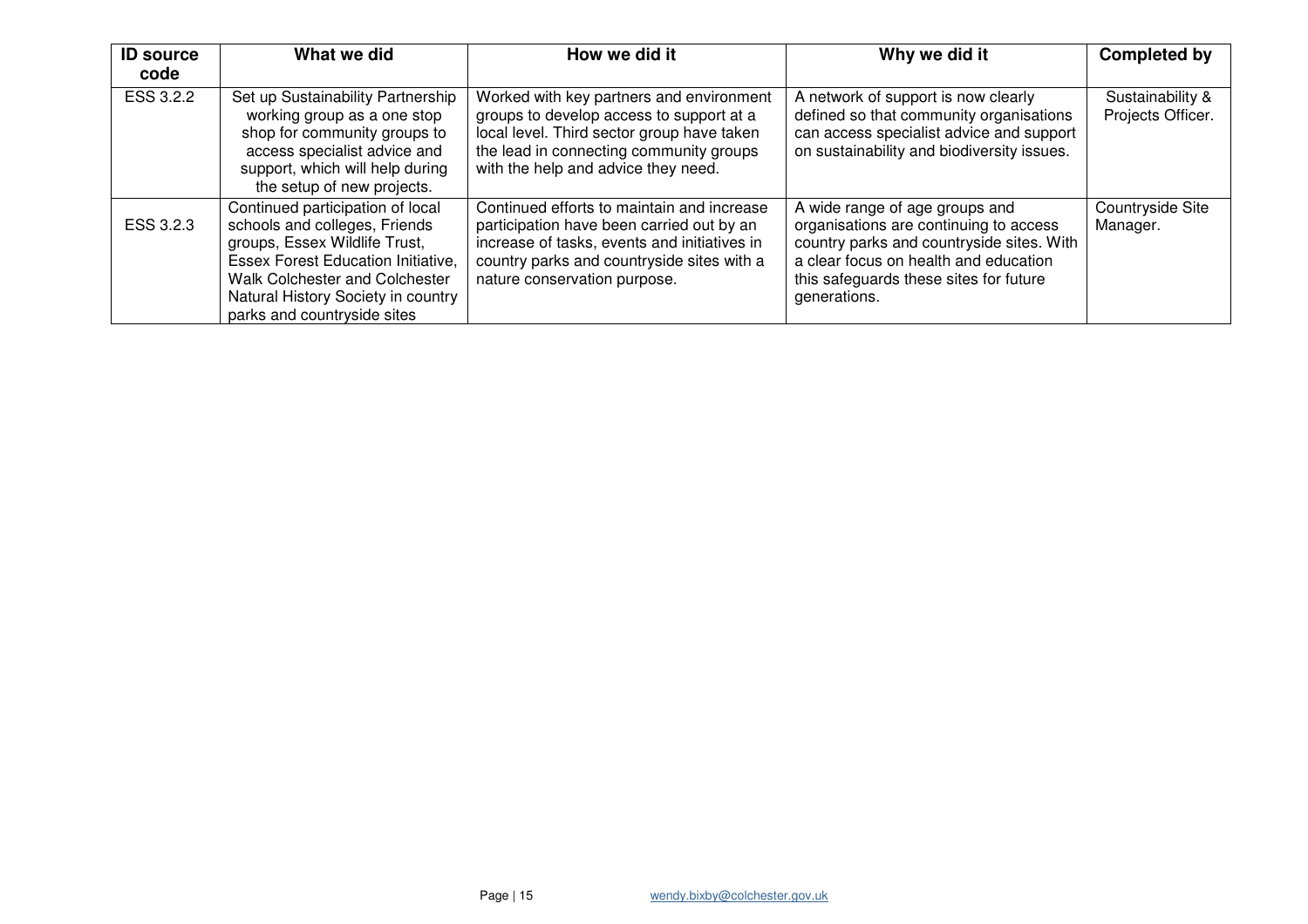| ID source code | What we did | How we did it | Why we did it | Completed by |
|---|---|---|---|---|
| ESS 3.2.2 | Set up Sustainability Partnership working group as a one stop shop for community groups to access specialist advice and support, which will help during the setup of new projects. | Worked with key partners and environment groups to develop access to support at a local level. Third sector group have taken the lead in connecting community groups with the help and advice they need. | A network of support is now clearly defined so that community organisations can access specialist advice and support on sustainability and biodiversity issues. | Sustainability & Projects Officer. |
| ESS 3.2.3 | Continued participation of local schools and colleges, Friends groups, Essex Wildlife Trust, Essex Forest Education Initiative, Walk Colchester and Colchester Natural History Society in country parks and countryside sites | Continued efforts to maintain and increase participation have been carried out by an increase of tasks, events and initiatives in country parks and countryside sites with a nature conservation purpose. | A wide range of age groups and organisations are continuing to access country parks and countryside sites. With a clear focus on health and education this safeguards these sites for future generations. | Countryside Site Manager. |